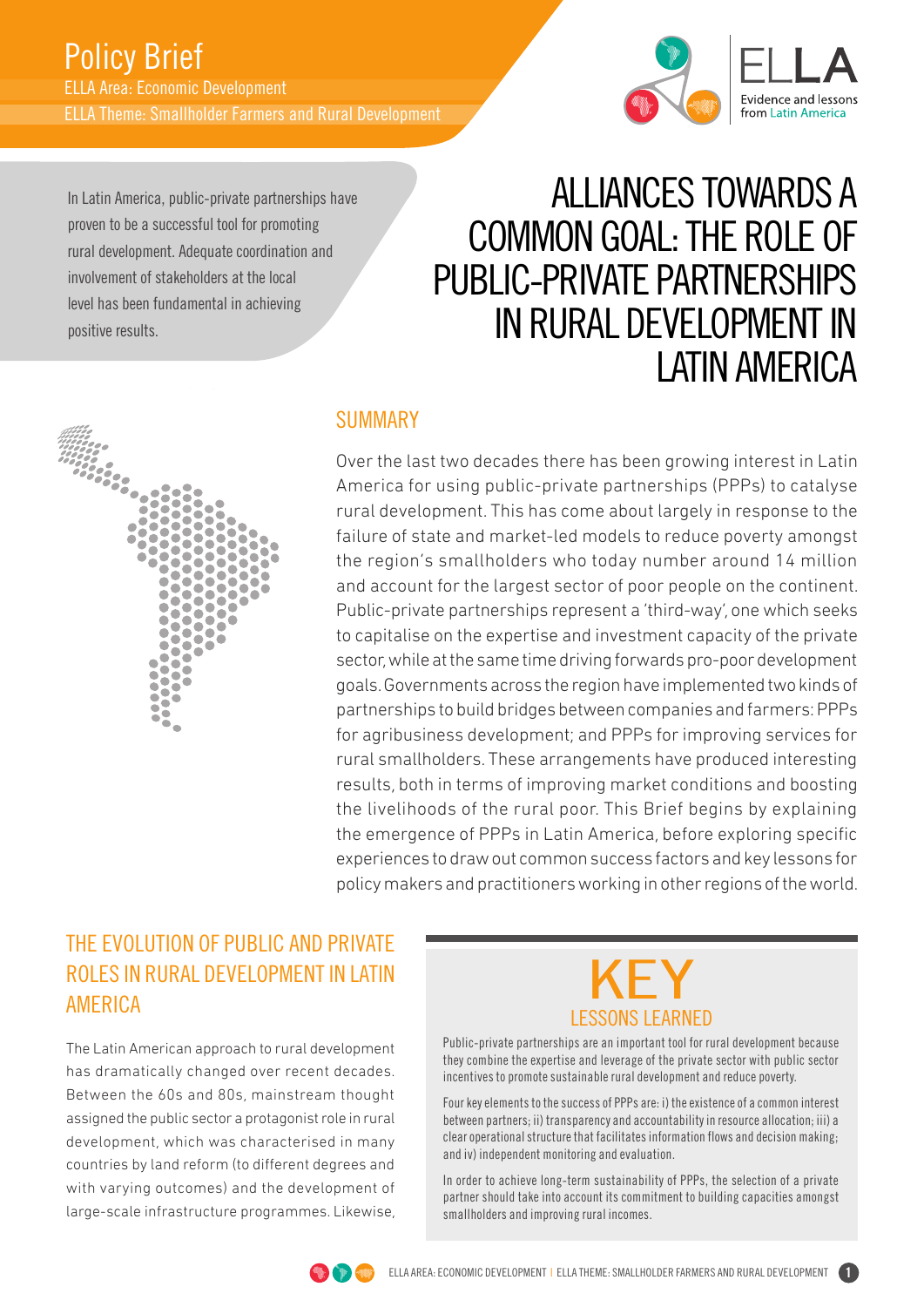Policy Brief

ELLA Area: Economic Development

ELLA Theme: Smallholder Farmers and Rural Development

ELLA Evidence and lessons from Latin America

In Latin America, public-private partnerships have proven to be a successful tool for promoting rural development. Adequate coordination and involvement of stakeholders at the local level has been fundamental in achieving positive results.

# ALLIANCES TOWARDS A COMMON GOAL: THE ROLE OF PUBLIC-PRIVATE PARTNERSHIPS IN RURAL DEVELOPMENT IN LATIN AMERICA

## SUMMARY

Over the last two decades there has been growing interest in Latin America for using public-private partnerships (PPPs) to catalyse rural development. This has come about largely in response to the failure of state and market-led models to reduce poverty amongst the region's smallholders who today number around 14 million and account for the largest sector of poor people on the continent. Public-private partnerships represent a 'third-way', one which seeks to capitalise on the expertise and investment capacity of the private sector, while at the same time driving forwards pro-poor development goals. Governments across the region have implemented two kinds of partnerships to build bridges between companies and farmers: PPPs for agribusiness development; and PPPs for improving services for rural smallholders. These arrangements have produced interesting results, both in terms of improving market conditions and boosting the livelihoods of the rural poor. This Brief begins by explaining the emergence of PPPs in Latin America, before exploring specific experiences to draw out common success factors and key lessons for policy makers and practitioners working in other regions of the world.

## THE EVOLUTION OF PUBLIC AND PRIVATE ROLES IN RURAL DEVELOPMENT IN LATIN AMERICA

The Latin American approach to rural development has dramatically changed over recent decades. Between the 60s and 80s, mainstream thought assigned the public sector a protagonist role in rural development, which was characterised in many countries by land reform (to different degrees and with varying outcomes) and the development of large-scale infrastructure programmes. Likewise,

## KEY LESSONS LEARNED

Public-private partnerships are an important tool for rural development because they combine the expertise and leverage of the private sector with public sector incentives to promote sustainable rural development and reduce poverty.

Four key elements to the success of PPPs are: i) the existence of a common interest between partners; ii) transparency and accountability in resource allocation; iii) a clear operational structure that facilitates information flows and decision making; and iv) independent monitoring and evaluation.

In order to achieve long-term sustainability of PPPs, the selection of a private partner should take into account its commitment to building capacities amongst smallholders and improving rural incomes.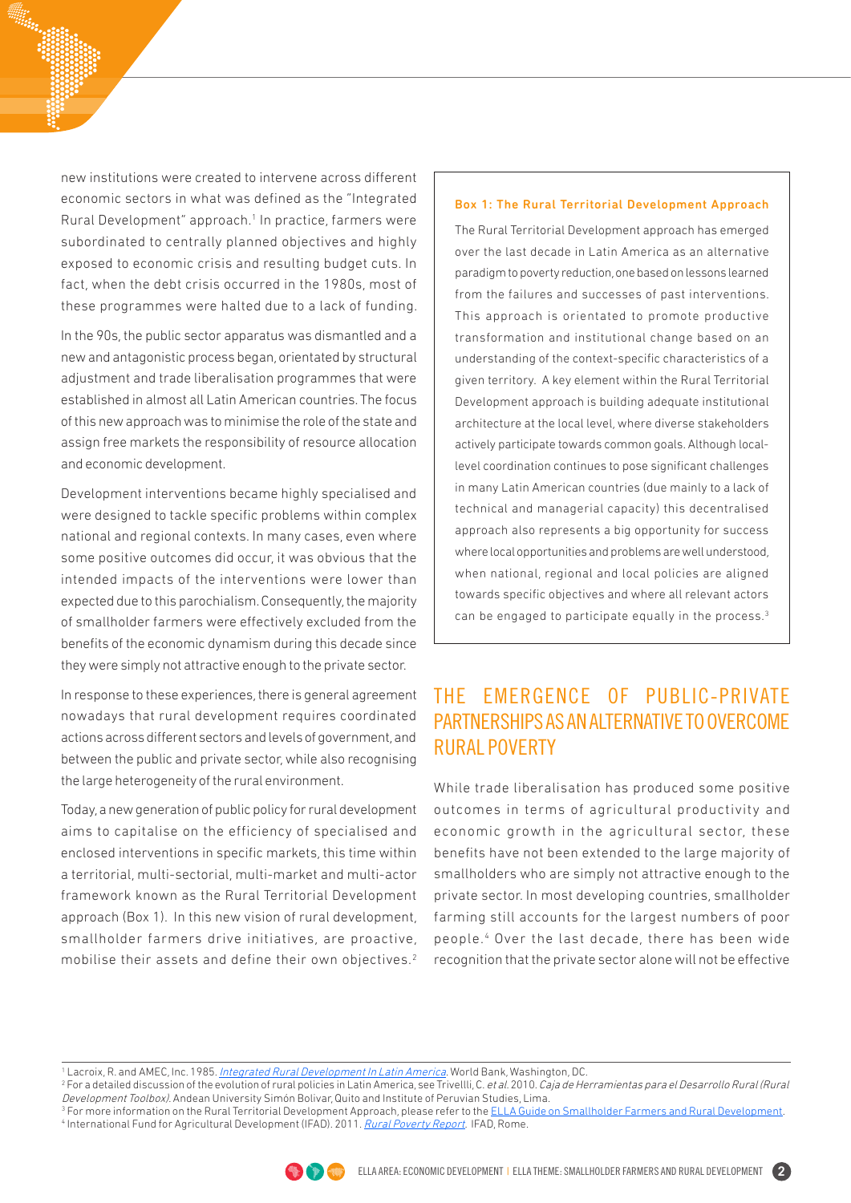new institutions were created to intervene across different economic sectors in what was defined as the "Integrated Rural Development" approach.[1] In practice, farmers were subordinated to centrally planned objectives and highly exposed to economic crisis and resulting budget cuts. In fact, when the debt crisis occurred in the 1980s, most of these programmes were halted due to a lack of funding.

In the 90s, the public sector apparatus was dismantled and a new and antagonistic process began, orientated by structural adjustment and trade liberalisation programmes that were established in almost all Latin American countries. The focus of this new approach was to minimise the role of the state and assign free markets the responsibility of resource allocation and economic development.

Development interventions became highly specialised and were designed to tackle specific problems within complex national and regional contexts. In many cases, even where some positive outcomes did occur, it was obvious that the intended impacts of the interventions were lower than expected due to this parochialism. Consequently, the majority of smallholder farmers were effectively excluded from the benefits of the economic dynamism during this decade since they were simply not attractive enough to the private sector.

In response to these experiences, there is general agreement nowadays that rural development requires coordinated actions across different sectors and levels of government, and between the public and private sector, while also recognising the large heterogeneity of the rural environment.

Today, a new generation of public policy for rural development aims to capitalise on the efficiency of specialised and enclosed interventions in specific markets, this time within a territorial, multi-sectorial, multi-market and multi-actor framework known as the Rural Territorial Development approach (Box 1). In this new vision of rural development, smallholder farmers drive initiatives, are proactive, mobilise their assets and define their own objectives.[2]

> **Box 1: The Rural Territorial Development Approach**
>
> The Rural Territorial Development approach has emerged over the last decade in Latin America as an alternative paradigm to poverty reduction, one based on lessons learned from the failures and successes of past interventions. This approach is orientated to promote productive transformation and institutional change based on an understanding of the context-specific characteristics of a given territory. A key element within the Rural Territorial Development approach is building adequate institutional architecture at the local level, where diverse stakeholders actively participate towards common goals. Although local-level coordination continues to pose significant challenges in many Latin American countries (due mainly to a lack of technical and managerial capacity) this decentralised approach also represents a big opportunity for success where local opportunities and problems are well understood, when national, regional and local policies are aligned towards specific objectives and where all relevant actors can be engaged to participate equally in the process.[3]

## THE EMERGENCE OF PUBLIC-PRIVATE PARTNERSHIPS AS AN ALTERNATIVE TO OVERCOME RURAL POVERTY

While trade liberalisation has produced some positive outcomes in terms of agricultural productivity and economic growth in the agricultural sector, these benefits have not been extended to the large majority of smallholders who are simply not attractive enough to the private sector. In most developing countries, smallholder farming still accounts for the largest numbers of poor people.[4] Over the last decade, there has been wide recognition that the private sector alone will not be effective

---

[1] Lacroix, R. and AMEC, Inc. 1985. *Integrated Rural Development In Latin America*. World Bank, Washington, DC.

[2] For a detailed discussion of the evolution of rural policies in Latin America, see Trivellli, C. *et al.* 2010. *Caja de Herramientas para el Desarrollo Rural (Rural Development Toolbox)*. Andean University Simón Bolivar, Quito and Institute of Peruvian Studies, Lima.

[3] For more information on the Rural Territorial Development Approach, please refer to the ELLA Guide on Smallholder Farmers and Rural Development.

[4] International Fund for Agricultural Development (IFAD). 2011. *Rural Poverty Report*. IFAD, Rome.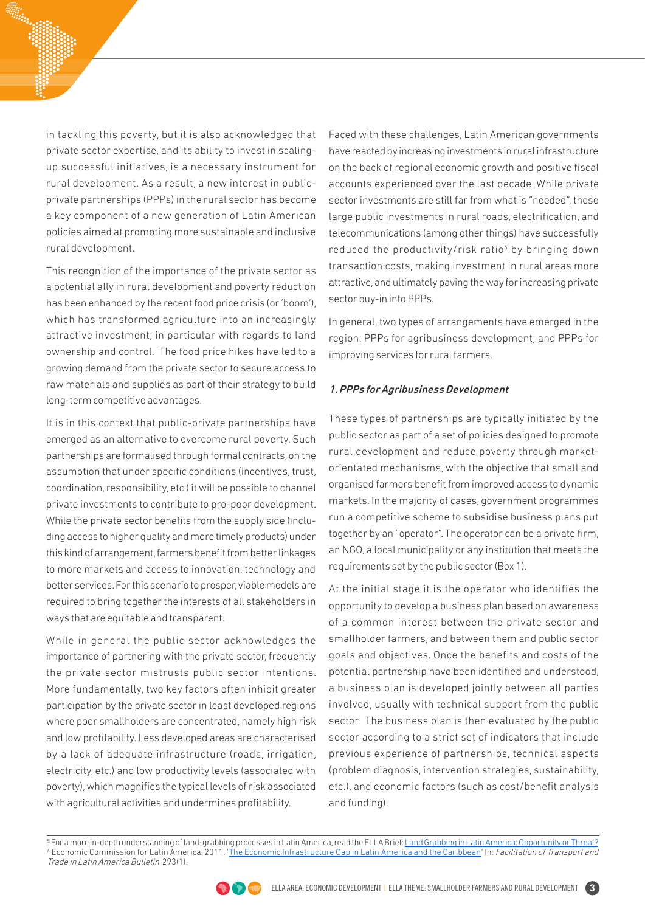in tackling this poverty, but it is also acknowledged that private sector expertise, and its ability to invest in scaling-up successful initiatives, is a necessary instrument for rural development. As a result, a new interest in public-private partnerships (PPPs) in the rural sector has become a key component of a new generation of Latin American policies aimed at promoting more sustainable and inclusive rural development.

This recognition of the importance of the private sector as a potential ally in rural development and poverty reduction has been enhanced by the recent food price crisis (or 'boom'), which has transformed agriculture into an increasingly attractive investment; in particular with regards to land ownership and control. The food price hikes have led to a growing demand from the private sector to secure access to raw materials and supplies as part of their strategy to build long-term competitive advantages.

It is in this context that public-private partnerships have emerged as an alternative to overcome rural poverty. Such partnerships are formalised through formal contracts, on the assumption that under specific conditions (incentives, trust, coordination, responsibility, etc.) it will be possible to channel private investments to contribute to pro-poor development. While the private sector benefits from the supply side (including access to higher quality and more timely products) under this kind of arrangement, farmers benefit from better linkages to more markets and access to innovation, technology and better services. For this scenario to prosper, viable models are required to bring together the interests of all stakeholders in ways that are equitable and transparent.

While in general the public sector acknowledges the importance of partnering with the private sector, frequently the private sector mistrusts public sector intentions. More fundamentally, two key factors often inhibit greater participation by the private sector in least developed regions where poor smallholders are concentrated, namely high risk and low profitability. Less developed areas are characterised by a lack of adequate infrastructure (roads, irrigation, electricity, etc.) and low productivity levels (associated with poverty), which magnifies the typical levels of risk associated with agricultural activities and undermines profitability.

Faced with these challenges, Latin American governments have reacted by increasing investments in rural infrastructure on the back of regional economic growth and positive fiscal accounts experienced over the last decade. While private sector investments are still far from what is "needed", these large public investments in rural roads, electrification, and telecommunications (among other things) have successfully reduced the productivity/risk ratio[6] by bringing down transaction costs, making investment in rural areas more attractive, and ultimately paving the way for increasing private sector buy-in into PPPs.

In general, two types of arrangements have emerged in the region: PPPs for agribusiness development; and PPPs for improving services for rural farmers.

### *1. PPPs for Agribusiness Development*

These types of partnerships are typically initiated by the public sector as part of a set of policies designed to promote rural development and reduce poverty through market-orientated mechanisms, with the objective that small and organised farmers benefit from improved access to dynamic markets. In the majority of cases, government programmes run a competitive scheme to subsidise business plans put together by an "operator". The operator can be a private firm, an NGO, a local municipality or any institution that meets the requirements set by the public sector (Box 1).

At the initial stage it is the operator who identifies the opportunity to develop a business plan based on awareness of a common interest between the private sector and smallholder farmers, and between them and public sector goals and objectives. Once the benefits and costs of the potential partnership have been identified and understood, a business plan is developed jointly between all parties involved, usually with technical support from the public sector. The business plan is then evaluated by the public sector according to a strict set of indicators that include previous experience of partnerships, technical aspects (problem diagnosis, intervention strategies, sustainability, etc.), and economic factors (such as cost/benefit analysis and funding).

---

[5] For a more in-depth understanding of land-grabbing processes in Latin America, read the ELLA Brief: Land Grabbing in Latin America: Opportunity or Threat?
[6] Economic Commission for Latin America. 2011. 'The Economic Infrastructure Gap in Latin America and the Caribbean' In: *Facilitation of Transport and Trade in Latin America Bulletin* 293(1).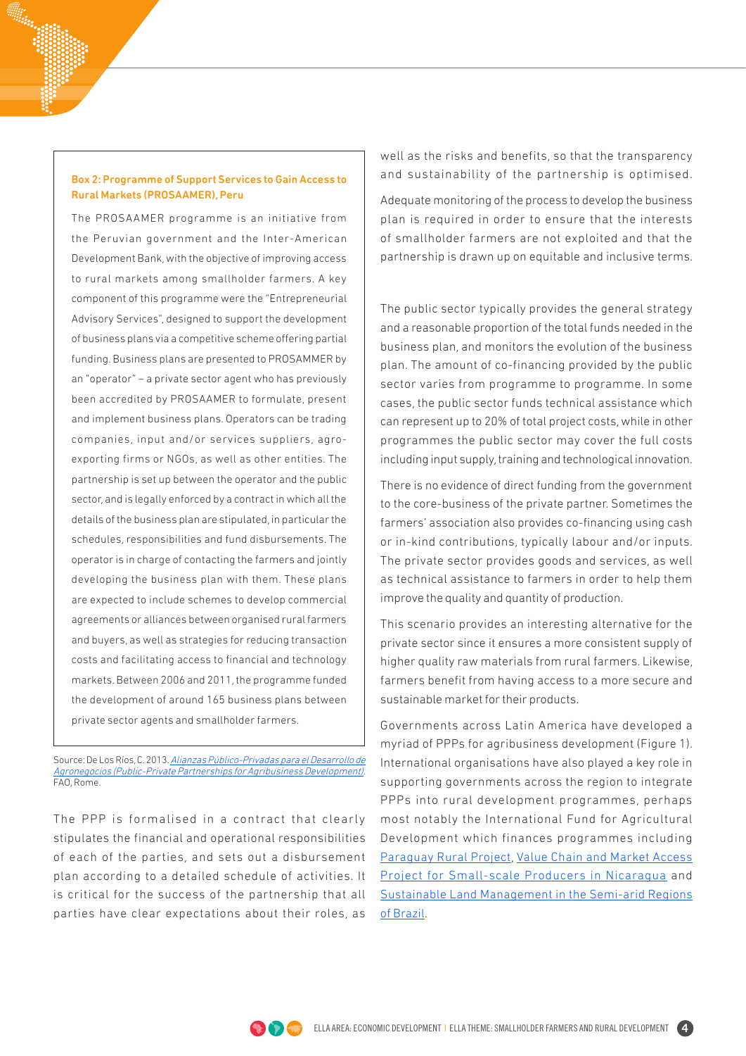**Box 2: Programme of Support Services to Gain Access to Rural Markets (PROSAAMER), Peru**

The PROSAAMER programme is an initiative from the Peruvian government and the Inter-American Development Bank, with the objective of improving access to rural markets among smallholder farmers. A key component of this programme were the "Entrepreneurial Advisory Services", designed to support the development of business plans via a competitive scheme offering partial funding. Business plans are presented to PROSAMMER by an "operator" – a private sector agent who has previously been accredited by PROSAAMER to formulate, present and implement business plans. Operators can be trading companies, input and/or services suppliers, agro-exporting firms or NGOs, as well as other entities. The partnership is set up between the operator and the public sector, and is legally enforced by a contract in which all the details of the business plan are stipulated, in particular the schedules, responsibilities and fund disbursements. The operator is in charge of contacting the farmers and jointly developing the business plan with them. These plans are expected to include schemes to develop commercial agreements or alliances between organised rural farmers and buyers, as well as strategies for reducing transaction costs and facilitating access to financial and technology markets. Between 2006 and 2011, the programme funded the development of around 165 business plans between private sector agents and smallholder farmers.

Source: De Los Ríos, C. 2013. *Alianzas Público-Privadas para el Desarrollo de Agronegocios (Public-Private Partnerships for Agribusiness Development)*. FAO, Rome.

The PPP is formalised in a contract that clearly stipulates the financial and operational responsibilities of each of the parties, and sets out a disbursement plan according to a detailed schedule of activities. It is critical for the success of the partnership that all parties have clear expectations about their roles, as well as the risks and benefits, so that the transparency and sustainability of the partnership is optimised.

Adequate monitoring of the process to develop the business plan is required in order to ensure that the interests of smallholder farmers are not exploited and that the partnership is drawn up on equitable and inclusive terms.

The public sector typically provides the general strategy and a reasonable proportion of the total funds needed in the business plan, and monitors the evolution of the business plan. The amount of co-financing provided by the public sector varies from programme to programme. In some cases, the public sector funds technical assistance which can represent up to 20% of total project costs, while in other programmes the public sector may cover the full costs including input supply, training and technological innovation.

There is no evidence of direct funding from the government to the core-business of the private partner. Sometimes the farmers' association also provides co-financing using cash or in-kind contributions, typically labour and/or inputs. The private sector provides goods and services, as well as technical assistance to farmers in order to help them improve the quality and quantity of production.

This scenario provides an interesting alternative for the private sector since it ensures a more consistent supply of higher quality raw materials from rural farmers. Likewise, farmers benefit from having access to a more secure and sustainable market for their products.

Governments across Latin America have developed a myriad of PPPs for agribusiness development (Figure 1). International organisations have also played a key role in supporting governments across the region to integrate PPPs into rural development programmes, perhaps most notably the International Fund for Agricultural Development which finances programmes including Paraguay Rural Project, Value Chain and Market Access Project for Small-scale Producers in Nicaragua and Sustainable Land Management in the Semi-arid Regions of Brazil.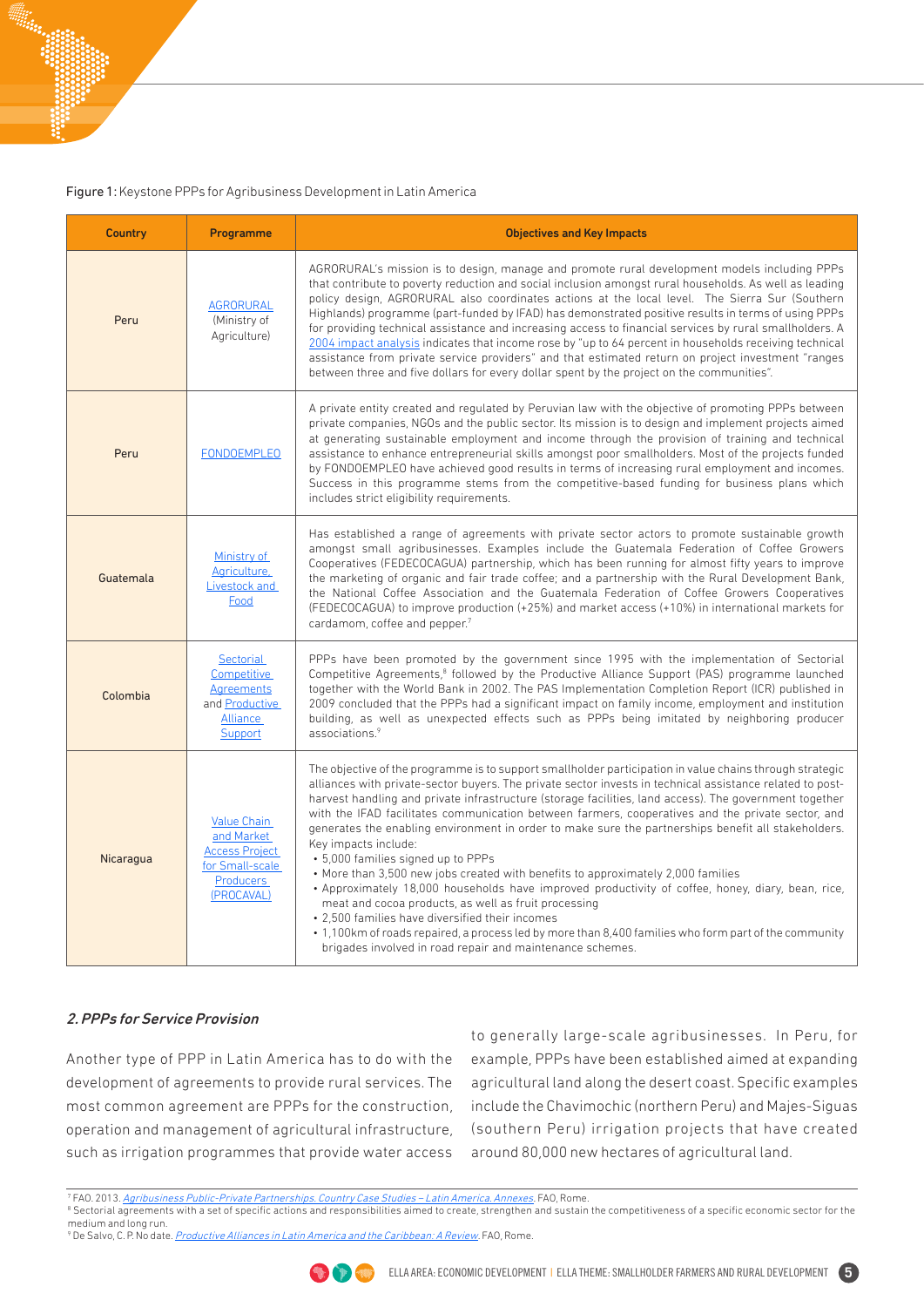Figure 1: Keystone PPPs for Agribusiness Development in Latin America

| Country | Programme | Objectives and Key Impacts |
|---|---|---|
| Peru | AGRORURAL (Ministry of Agriculture) | AGRORURAL's mission is to design, manage and promote rural development models including PPPs that contribute to poverty reduction and social inclusion amongst rural households. As well as leading policy design, AGRORURAL also coordinates actions at the local level. The Sierra Sur (Southern Highlands) programme (part-funded by IFAD) has demonstrated positive results in terms of using PPPs for providing technical assistance and increasing access to financial services by rural smallholders. A 2004 impact analysis indicates that income rose by "up to 64 percent in households receiving technical assistance from private service providers" and that estimated return on project investment "ranges between three and five dollars for every dollar spent by the project on the communities". |
| Peru | FONDOEMPLEO | A private entity created and regulated by Peruvian law with the objective of promoting PPPs between private companies, NGOs and the public sector. Its mission is to design and implement projects aimed at generating sustainable employment and income through the provision of training and technical assistance to enhance entrepreneurial skills amongst poor smallholders. Most of the projects funded by FONDOEMPLEO have achieved good results in terms of increasing rural employment and incomes. Success in this programme stems from the competitive-based funding for business plans which includes strict eligibility requirements. |
| Guatemala | Ministry of Agriculture, Livestock and Food | Has established a range of agreements with private sector actors to promote sustainable growth amongst small agribusinesses. Examples include the Guatemala Federation of Coffee Growers Cooperatives (FEDECOCAGUA) partnership, which has been running for almost fifty years to improve the marketing of organic and fair trade coffee; and a partnership with the Rural Development Bank, the National Coffee Association and the Guatemala Federation of Coffee Growers Cooperatives (FEDECOCAGUA) to improve production (+25%) and market access (+10%) in international markets for cardamom, coffee and pepper.[7] |
| Colombia | Sectorial Competitive Agreements and Productive Alliance Support | PPPs have been promoted by the government since 1995 with the implementation of Sectorial Competitive Agreements,[8] followed by the Productive Alliance Support (PAS) programme launched together with the World Bank in 2002. The PAS Implementation Completion Report (ICR) published in 2009 concluded that the PPPs had a significant impact on family income, employment and institution building, as well as unexpected effects such as PPPs being imitated by neighboring producer associations.[9] |
| Nicaragua | Value Chain and Market Access Project for Small-scale Producers (PROCAVAL) | The objective of the programme is to support smallholder participation in value chains through strategic alliances with private-sector buyers. The private sector invests in technical assistance related to post-harvest handling and private infrastructure (storage facilities, land access). The government together with the IFAD facilitates communication between farmers, cooperatives and the private sector, and generates the enabling environment in order to make sure the partnerships benefit all stakeholders.<br>Key impacts include:<br>• 5,000 families signed up to PPPs<br>• More than 3,500 new jobs created with benefits to approximately 2,000 families<br>• Approximately 18,000 households have improved productivity of coffee, honey, diary, bean, rice, meat and cocoa products, as well as fruit processing<br>• 2,500 families have diversified their incomes<br>• 1,100km of roads repaired, a process led by more than 8,400 families who form part of the community brigades involved in road repair and maintenance schemes. |

### *2. PPPs for Service Provision*

Another type of PPP in Latin America has to do with the development of agreements to provide rural services. The most common agreement are PPPs for the construction, operation and management of agricultural infrastructure, such as irrigation programmes that provide water access to generally large-scale agribusinesses. In Peru, for example, PPPs have been established aimed at expanding agricultural land along the desert coast. Specific examples include the Chavimochic (northern Peru) and Majes-Siguas (southern Peru) irrigation projects that have created around 80,000 new hectares of agricultural land.

---

[7] FAO. 2013. *Agribusiness Public-Private Partnerships. Country Case Studies – Latin America. Annexes*. FAO, Rome.

[8] Sectorial agreements with a set of specific actions and responsibilities aimed to create, strengthen and sustain the competitiveness of a specific economic sector for the medium and long run.

[9] De Salvo, C. P. No date. *Productive Alliances in Latin America and the Caribbean: A Review*. FAO, Rome.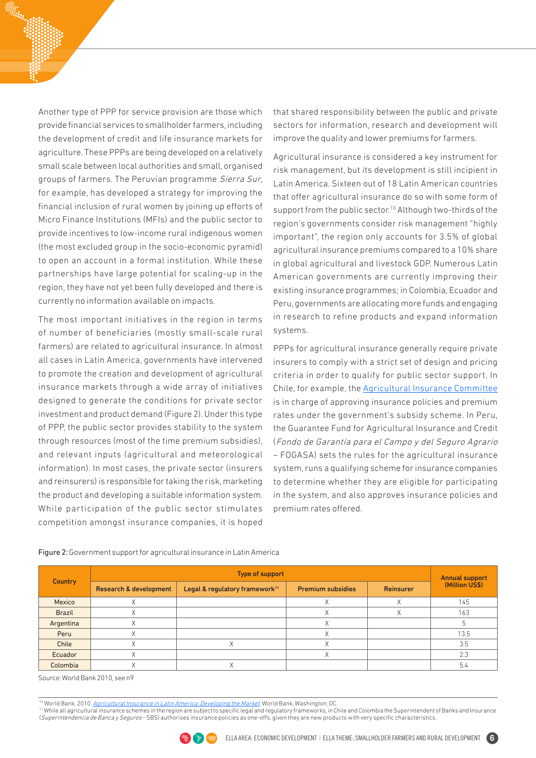Another type of PPP for service provision are those which provide financial services to smallholder farmers, including the development of credit and life insurance markets for agriculture. These PPPs are being developed on a relatively small scale between local authorities and small, organised groups of farmers. The Peruvian programme *Sierra Sur*, for example, has developed a strategy for improving the financial inclusion of rural women by joining up efforts of Micro Finance Institutions (MFIs) and the public sector to provide incentives to low-income rural indigenous women (the most excluded group in the socio-economic pyramid) to open an account in a formal institution. While these partnerships have large potential for scaling-up in the region, they have not yet been fully developed and there is currently no information available on impacts.

The most important initiatives in the region in terms of number of beneficiaries (mostly small-scale rural farmers) are related to agricultural insurance. In almost all cases in Latin America, governments have intervened to promote the creation and development of agricultural insurance markets through a wide array of initiatives designed to generate the conditions for private sector investment and product demand (Figure 2). Under this type of PPP, the public sector provides stability to the system through resources (most of the time premium subsidies), and relevant inputs (agricultural and meteorological information). In most cases, the private sector (insurers and reinsurers) is responsible for taking the risk, marketing the product and developing a suitable information system. While participation of the public sector stimulates competition amongst insurance companies, it is hoped that shared responsibility between the public and private sectors for information, research and development will improve the quality and lower premiums for farmers.

Agricultural insurance is considered a key instrument for risk management, but its development is still incipient in Latin America. Sixteen out of 18 Latin American countries that offer agricultural insurance do so with some form of support from the public sector.[10] Although two-thirds of the region's governments consider risk management "highly important", the region only accounts for 3.5% of global agricultural insurance premiums compared to a 10% share in global agricultural and livestock GDP. Numerous Latin American governments are currently improving their existing insurance programmes; in Colombia, Ecuador and Peru, governments are allocating more funds and engaging in research to refine products and expand information systems.

PPPs for agricultural insurance generally require private insurers to comply with a strict set of design and pricing criteria in order to qualify for public sector support. In Chile, for example, the Agricultural Insurance Committee is in charge of approving insurance policies and premium rates under the government's subsidy scheme. In Peru, the Guarantee Fund for Agricultural Insurance and Credit (*Fondo de Garantía para el Campo y del Seguro Agrario* – FOGASA) sets the rules for the agricultural insurance system, runs a qualifying scheme for insurance companies to determine whether they are eligible for participating in the system, and also approves insurance policies and premium rates offered.

**Figure 2:** Government support for agricultural insurance in Latin America

| Country | Type of support | | | | Annual support (Million US$) |
|---|---|---|---|---|---|
| | Research & development | Legal & regulatory framework[11] | Premium subsidies | Reinsurer | |
| Mexico | X | | X | X | 145 |
| Brazil | X | | X | X | 163 |
| Argentina | X | | X | | 5 |
| Peru | X | | X | | 13.5 |
| Chile | X | X | X | | 3.5 |
| Ecuador | X | | X | | 2.3 |
| Colombia | X | X | | | 5.4 |

Source: World Bank 2010, see n9

[10] World Bank. 2010. *Agricultural Insurance in Latin America: Developing the Market*. World Bank, Washington, DC.

[11] While all agricultural insurance schemes in the region are subject to specific legal and regulatory frameworks, in Chile and Colombia the Superintendent of Banks and Insurance (*Superintendencia de Banca y Seguros* - SBS) authorises insurance policies as one-offs, given they are new products with very specific characteristics.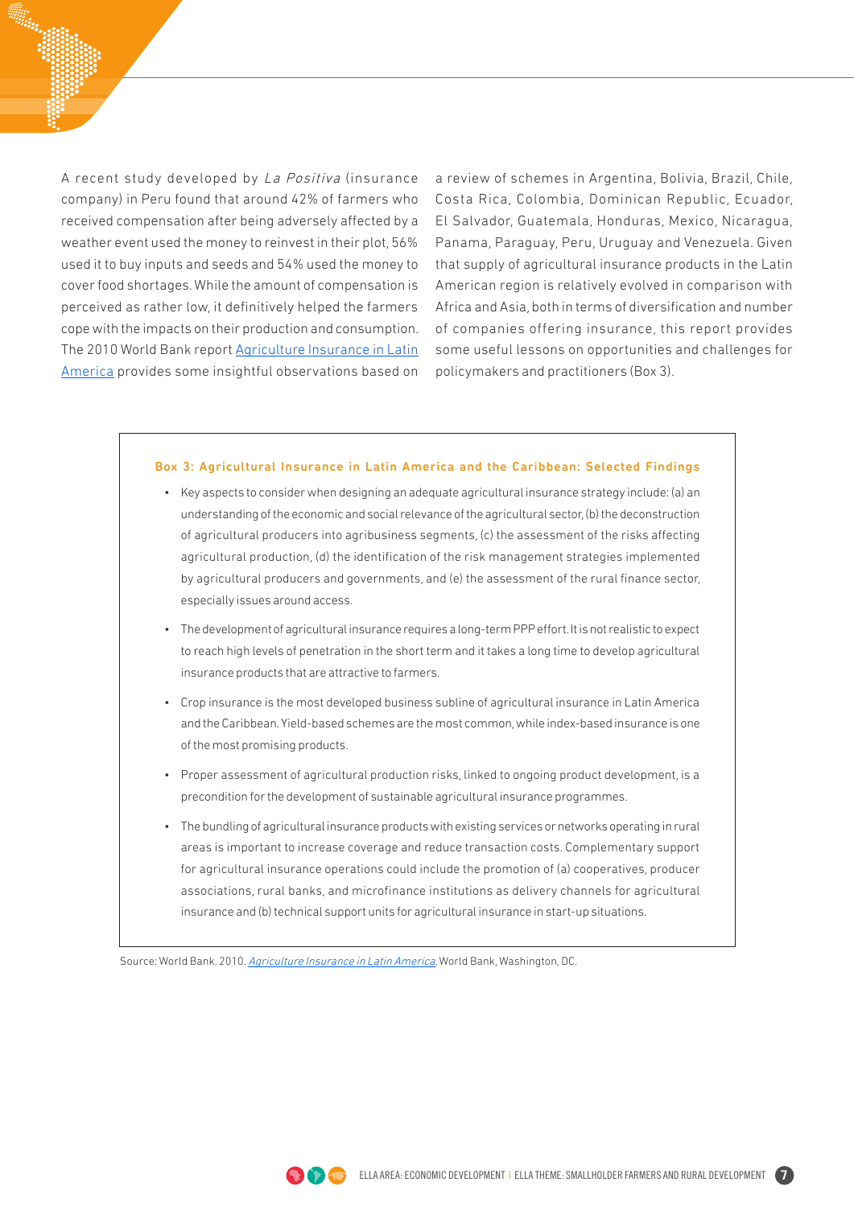A recent study developed by *La Positiva* (insurance company) in Peru found that around 42% of farmers who received compensation after being adversely affected by a weather event used the money to reinvest in their plot, 56% used it to buy inputs and seeds and 54% used the money to cover food shortages. While the amount of compensation is perceived as rather low, it definitively helped the farmers cope with the impacts on their production and consumption. The 2010 World Bank report Agriculture Insurance in Latin America provides some insightful observations based on a review of schemes in Argentina, Bolivia, Brazil, Chile, Costa Rica, Colombia, Dominican Republic, Ecuador, El Salvador, Guatemala, Honduras, Mexico, Nicaragua, Panama, Paraguay, Peru, Uruguay and Venezuela. Given that supply of agricultural insurance products in the Latin American region is relatively evolved in comparison with Africa and Asia, both in terms of diversification and number of companies offering insurance, this report provides some useful lessons on opportunities and challenges for policymakers and practitioners (Box 3).

**Box 3: Agricultural Insurance in Latin America and the Caribbean: Selected Findings**

- Key aspects to consider when designing an adequate agricultural insurance strategy include: (a) an understanding of the economic and social relevance of the agricultural sector, (b) the deconstruction of agricultural producers into agribusiness segments, (c) the assessment of the risks affecting agricultural production, (d) the identification of the risk management strategies implemented by agricultural producers and governments, and (e) the assessment of the rural finance sector, especially issues around access.
- The development of agricultural insurance requires a long-term PPP effort. It is not realistic to expect to reach high levels of penetration in the short term and it takes a long time to develop agricultural insurance products that are attractive to farmers.
- Crop insurance is the most developed business subline of agricultural insurance in Latin America and the Caribbean. Yield-based schemes are the most common, while index-based insurance is one of the most promising products.
- Proper assessment of agricultural production risks, linked to ongoing product development, is a precondition for the development of sustainable agricultural insurance programmes.
- The bundling of agricultural insurance products with existing services or networks operating in rural areas is important to increase coverage and reduce transaction costs. Complementary support for agricultural insurance operations could include the promotion of (a) cooperatives, producer associations, rural banks, and microfinance institutions as delivery channels for agricultural insurance and (b) technical support units for agricultural insurance in start-up situations.

Source: World Bank. 2010. *Agriculture Insurance in Latin America*. World Bank, Washington, DC.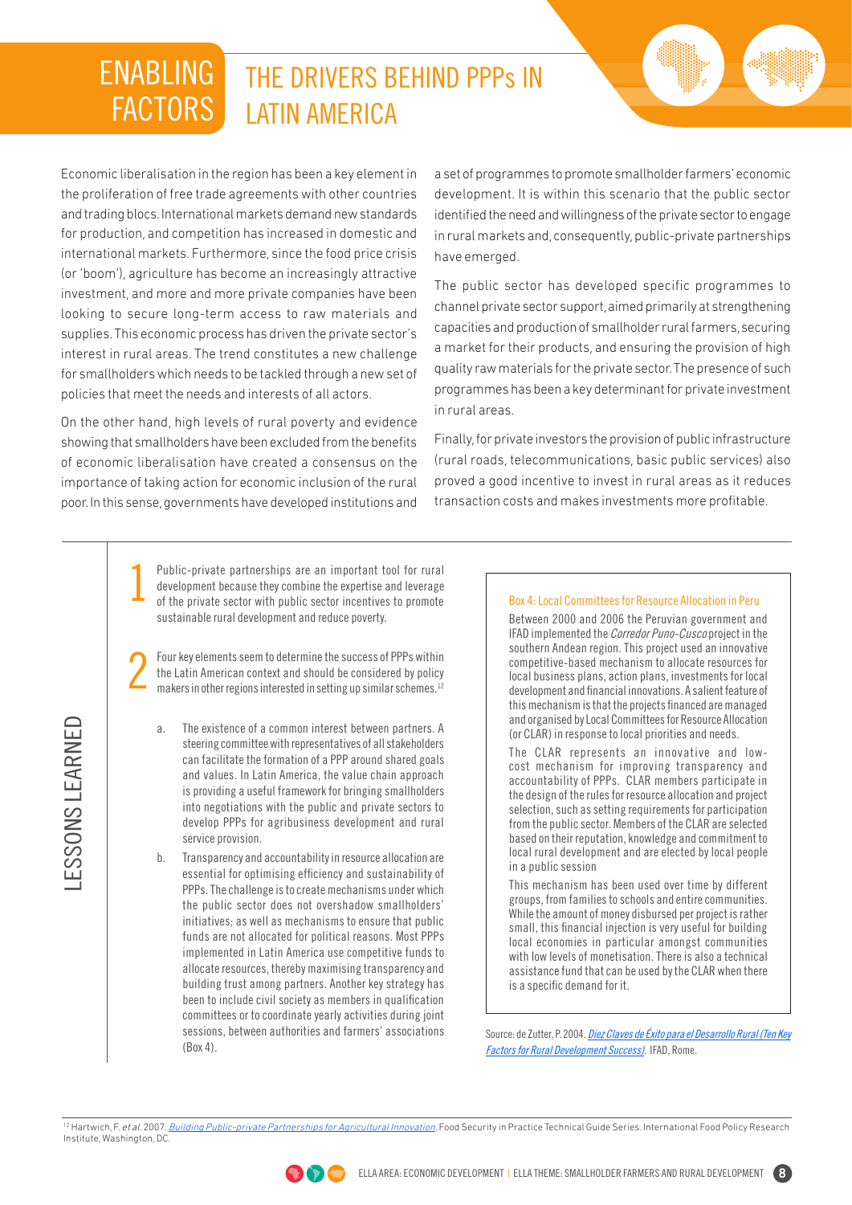# ENABLING FACTORS

## THE DRIVERS BEHIND PPPs IN LATIN AMERICA

Economic liberalisation in the region has been a key element in the proliferation of free trade agreements with other countries and trading blocs. International markets demand new standards for production, and competition has increased in domestic and international markets. Furthermore, since the food price crisis (or 'boom'), agriculture has become an increasingly attractive investment, and more and more private companies have been looking to secure long-term access to raw materials and supplies. This economic process has driven the private sector's interest in rural areas. The trend constitutes a new challenge for smallholders which needs to be tackled through a new set of policies that meet the needs and interests of all actors.

On the other hand, high levels of rural poverty and evidence showing that smallholders have been excluded from the benefits of economic liberalisation have created a consensus on the importance of taking action for economic inclusion of the rural poor. In this sense, governments have developed institutions and a set of programmes to promote smallholder farmers' economic development. It is within this scenario that the public sector identified the need and willingness of the private sector to engage in rural markets and, consequently, public-private partnerships have emerged.

The public sector has developed specific programmes to channel private sector support, aimed primarily at strengthening capacities and production of smallholder rural farmers, securing a market for their products, and ensuring the provision of high quality raw materials for the private sector. The presence of such programmes has been a key determinant for private investment in rural areas.

Finally, for private investors the provision of public infrastructure (rural roads, telecommunications, basic public services) also proved a good incentive to invest in rural areas as it reduces transaction costs and makes investments more profitable.

# LESSONS LEARNED

1. Public-private partnerships are an important tool for rural development because they combine the expertise and leverage of the private sector with public sector incentives to promote sustainable rural development and reduce poverty.

2. Four key elements seem to determine the success of PPPs within the Latin American context and should be considered by policy makers in other regions interested in setting up similar schemes.[12]

   a. The existence of a common interest between partners. A steering committee with representatives of all stakeholders can facilitate the formation of a PPP around shared goals and values. In Latin America, the value chain approach is providing a useful framework for bringing smallholders into negotiations with the public and private sectors to develop PPPs for agribusiness development and rural service provision.

   b. Transparency and accountability in resource allocation are essential for optimising efficiency and sustainability of PPPs. The challenge is to create mechanisms under which the public sector does not overshadow smallholders' initiatives; as well as mechanisms to ensure that public funds are not allocated for political reasons. Most PPPs implemented in Latin America use competitive funds to allocate resources, thereby maximising transparency and building trust among partners. Another key strategy has been to include civil society as members in qualification committees or to coordinate yearly activities during joint sessions, between authorities and farmers' associations (Box 4).

### Box 4: Local Committees for Resource Allocation in Peru

Between 2000 and 2006 the Peruvian government and IFAD implemented the *Corredor Puno-Cusco* project in the southern Andean region. This project used an innovative competitive-based mechanism to allocate resources for local business plans, action plans, investments for local development and financial innovations. A salient feature of this mechanism is that the projects financed are managed and organised by Local Committees for Resource Allocation (or CLAR) in response to local priorities and needs.

The CLAR represents an innovative and low-cost mechanism for improving transparency and accountability of PPPs. CLAR members participate in the design of the rules for resource allocation and project selection, such as setting requirements for participation from the public sector. Members of the CLAR are selected based on their reputation, knowledge and commitment to local rural development and are elected by local people in a public session

This mechanism has been used over time by different groups, from families to schools and entire communities. While the amount of money disbursed per project is rather small, this financial injection is very useful for building local economies in particular amongst communities with low levels of monetisation. There is also a technical assistance fund that can be used by the CLAR when there is a specific demand for it.

Source: de Zutter, P. 2004. *Diez Claves de Éxito para el Desarrollo Rural (Ten Key Factors for Rural Development Success)*. IFAD, Rome.

---

[12] Hartwich, F. *et al.* 2007. *Building Public-private Partnerships for Agricultural Innovation*. Food Security in Practice Technical Guide Series. International Food Policy Research Institute, Washington, DC.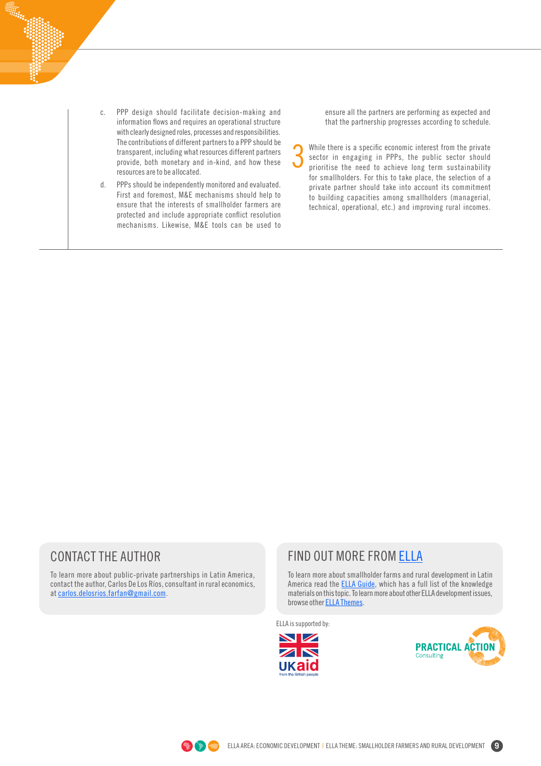c. PPP design should facilitate decision-making and information flows and requires an operational structure with clearly designed roles, processes and responsibilities. The contributions of different partners to a PPP should be transparent, including what resources different partners provide, both monetary and in-kind, and how these resources are to be allocated.

d. PPPs should be independently monitored and evaluated. First and foremost, M&E mechanisms should help to ensure that the interests of smallholder farmers are protected and include appropriate conflict resolution mechanisms. Likewise, M&E tools can be used to ensure all the partners are performing as expected and that the partnership progresses according to schedule.

3 While there is a specific economic interest from the private sector in engaging in PPPs, the public sector should prioritise the need to achieve long term sustainability for smallholders. For this to take place, the selection of a private partner should take into account its commitment to building capacities among smallholders (managerial, technical, operational, etc.) and improving rural incomes.

## CONTACT THE AUTHOR

To learn more about public-private partnerships in Latin America, contact the author, Carlos De Los Ríos, consultant in rural economics, at carlos.delosrios.farfan@gmail.com.

## FIND OUT MORE FROM ELLA

To learn more about smallholder farms and rural development in Latin America read the ELLA Guide, which has a full list of the knowledge materials on this topic. To learn more about other ELLA development issues, browse other ELLA Themes.

ELLA is supported by:

UKaid from the British people

PRACTICAL ACTION Consulting